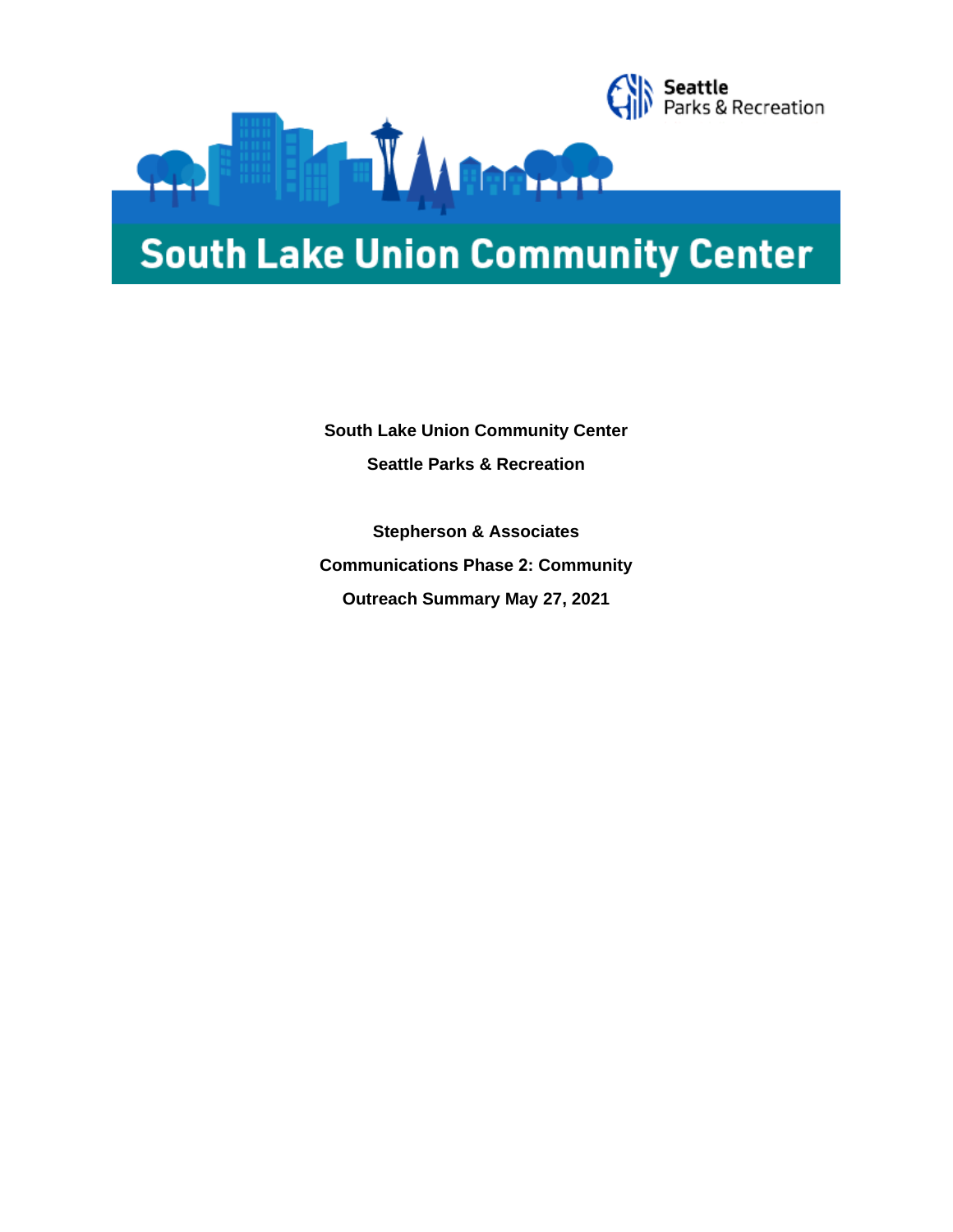Seattle Parks & Recreation

# South Lake Union Community Center

**South Lake Union Community Center**

**Seattle Parks & Recreation**

**Stepherson & Associates**

**Communications Phase 2: Community**

**Outreach Summary May 27, 2021**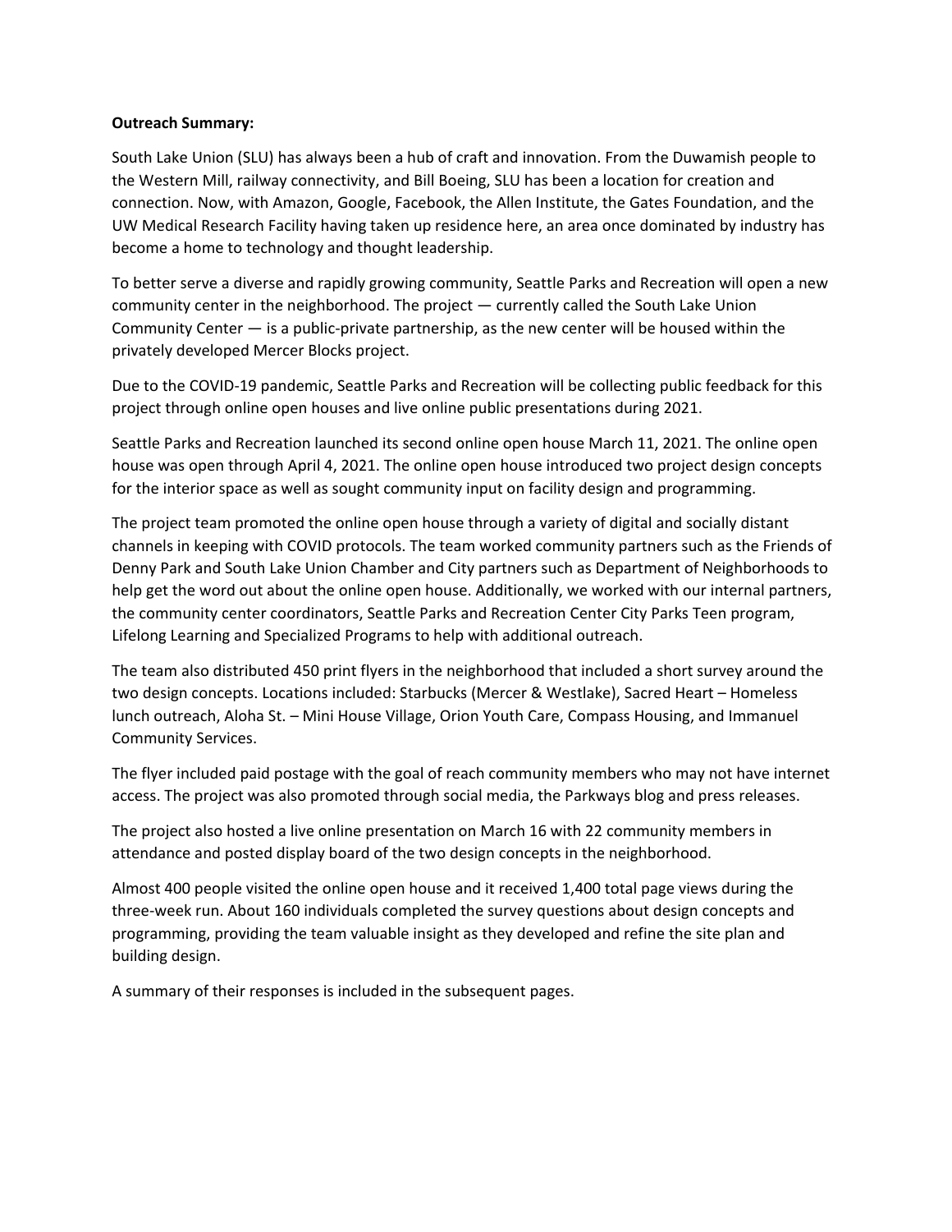**Outreach Summary:**

South Lake Union (SLU) has always been a hub of craft and innovation. From the Duwamish people to the Western Mill, railway connectivity, and Bill Boeing, SLU has been a location for creation and connection. Now, with Amazon, Google, Facebook, the Allen Institute, the Gates Foundation, and the UW Medical Research Facility having taken up residence here, an area once dominated by industry has become a home to technology and thought leadership.

To better serve a diverse and rapidly growing community, Seattle Parks and Recreation will open a new community center in the neighborhood. The project — currently called the South Lake Union Community Center — is a public-private partnership, as the new center will be housed within the privately developed Mercer Blocks project.

Due to the COVID-19 pandemic, Seattle Parks and Recreation will be collecting public feedback for this project through online open houses and live online public presentations during 2021.

Seattle Parks and Recreation launched its second online open house March 11, 2021. The online open house was open through April 4, 2021. The online open house introduced two project design concepts for the interior space as well as sought community input on facility design and programming.

The project team promoted the online open house through a variety of digital and socially distant channels in keeping with COVID protocols. The team worked community partners such as the Friends of Denny Park and South Lake Union Chamber and City partners such as Department of Neighborhoods to help get the word out about the online open house. Additionally, we worked with our internal partners, the community center coordinators, Seattle Parks and Recreation Center City Parks Teen program, Lifelong Learning and Specialized Programs to help with additional outreach.

The team also distributed 450 print flyers in the neighborhood that included a short survey around the two design concepts. Locations included: Starbucks (Mercer & Westlake), Sacred Heart – Homeless lunch outreach, Aloha St. – Mini House Village, Orion Youth Care, Compass Housing, and Immanuel Community Services.

The flyer included paid postage with the goal of reach community members who may not have internet access. The project was also promoted through social media, the Parkways blog and press releases.

The project also hosted a live online presentation on March 16 with 22 community members in attendance and posted display board of the two design concepts in the neighborhood.

Almost 400 people visited the online open house and it received 1,400 total page views during the three-week run. About 160 individuals completed the survey questions about design concepts and programming, providing the team valuable insight as they developed and refine the site plan and building design.

A summary of their responses is included in the subsequent pages.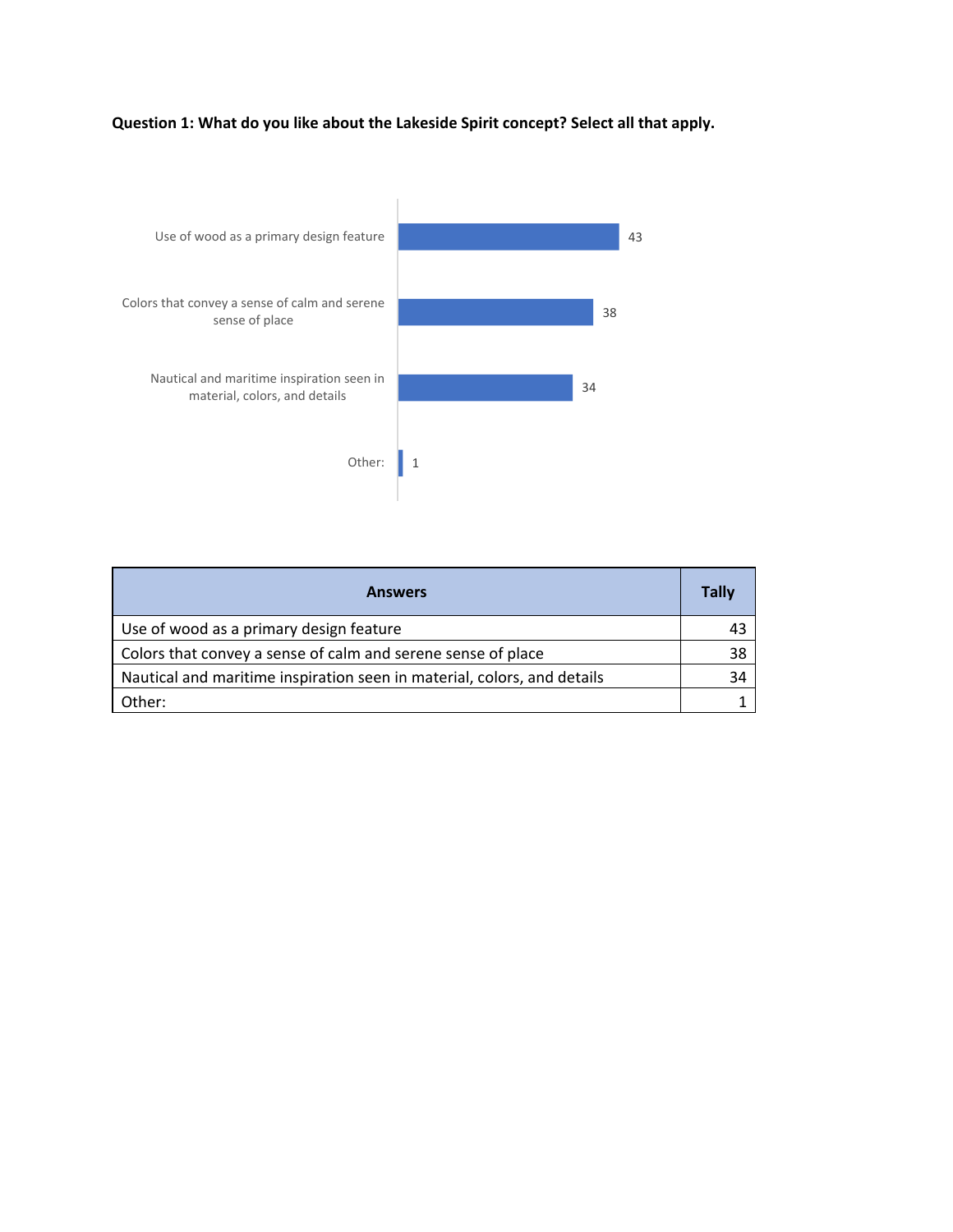**Question 1: What do you like about the Lakeside Spirit concept? Select all that apply.**

| Answers | Tally |
| --- | --- |
| Use of wood as a primary design feature | 43 |
| Colors that convey a sense of calm and serene sense of place | 38 |
| Nautical and maritime inspiration seen in material, colors, and details | 34 |
| Other: | 1 |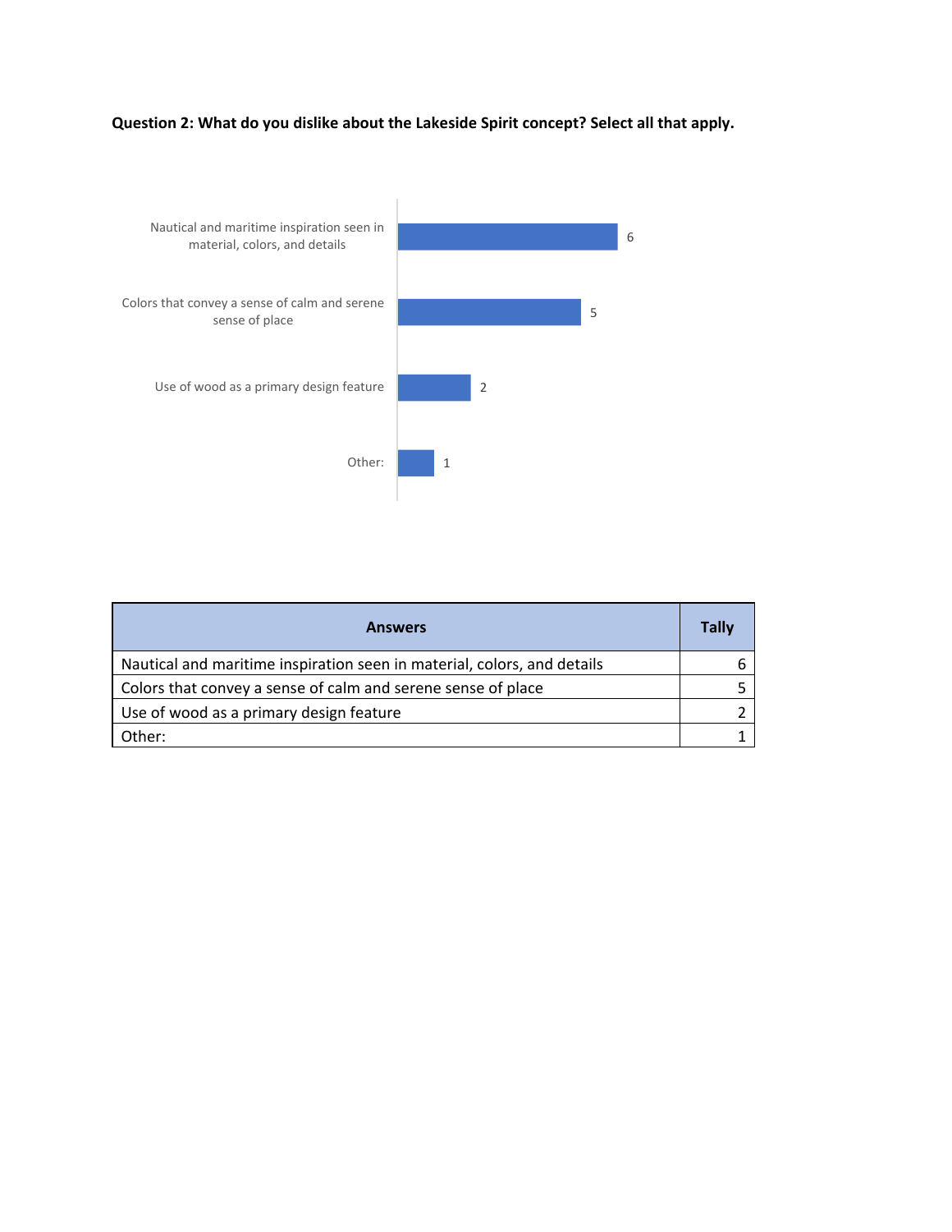**Question 2: What do you dislike about the Lakeside Spirit concept? Select all that apply.**

| Answers | Tally |
| --- | --- |
| Nautical and maritime inspiration seen in material, colors, and details | 6 |
| Colors that convey a sense of calm and serene sense of place | 5 |
| Use of wood as a primary design feature | 2 |
| Other: | 1 |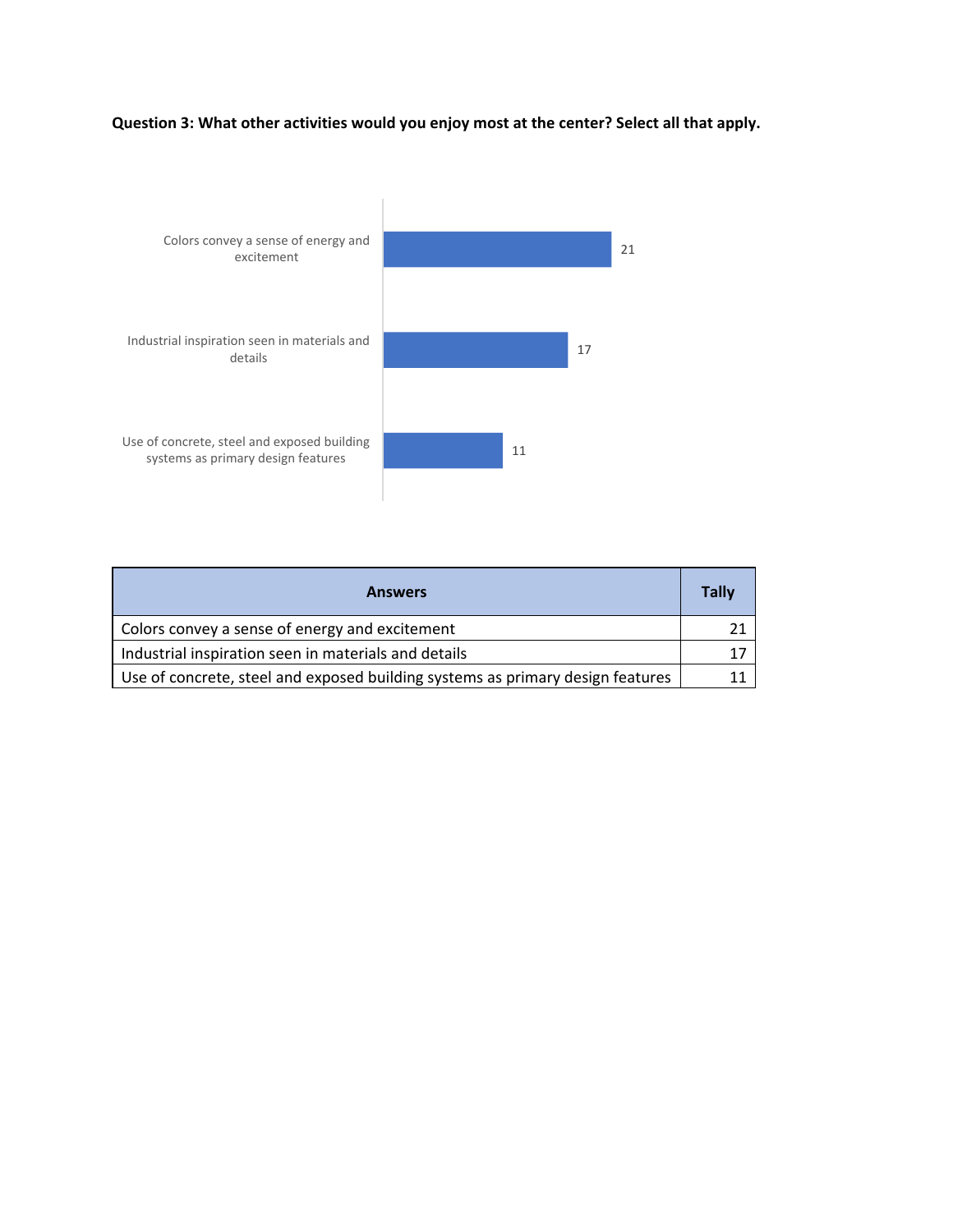**Question 3: What other activities would you enjoy most at the center? Select all that apply.**

| Answers | Tally |
|---|---|
| Colors convey a sense of energy and excitement | 21 |
| Industrial inspiration seen in materials and details | 17 |
| Use of concrete, steel and exposed building systems as primary design features | 11 |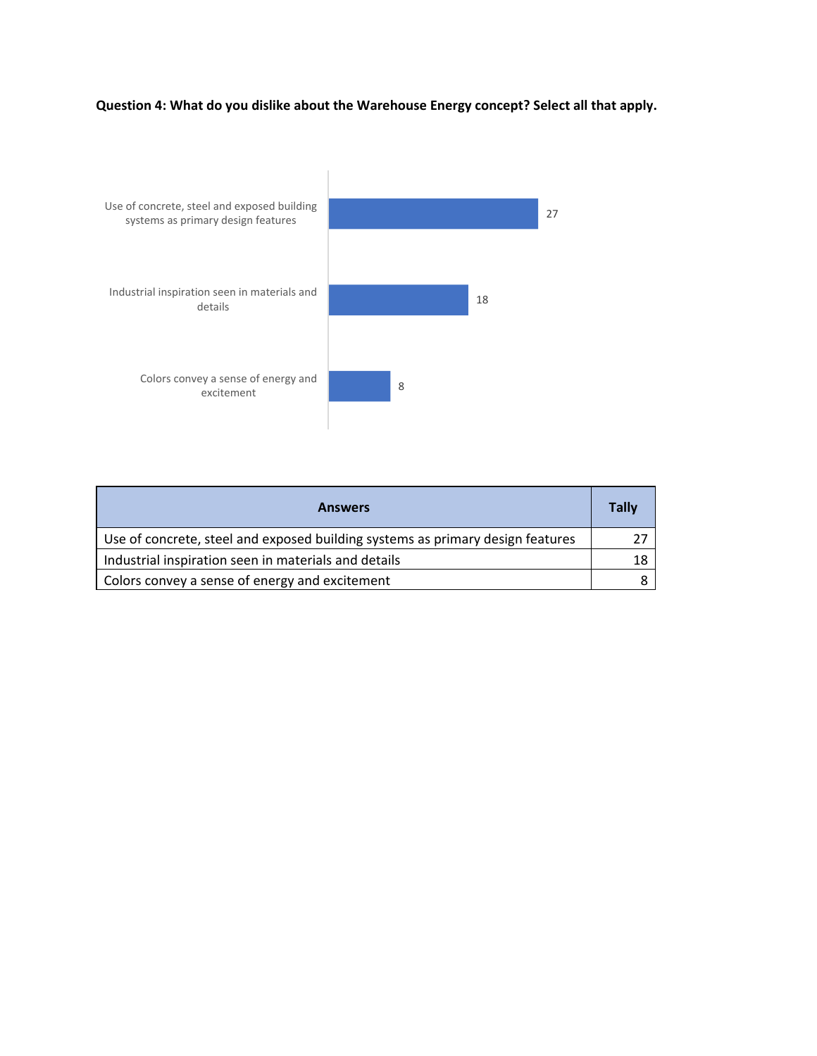**Question 4: What do you dislike about the Warehouse Energy concept? Select all that apply.**

| Answers | Tally |
| --- | --- |
| Use of concrete, steel and exposed building systems as primary design features | 27 |
| Industrial inspiration seen in materials and details | 18 |
| Colors convey a sense of energy and excitement | 8 |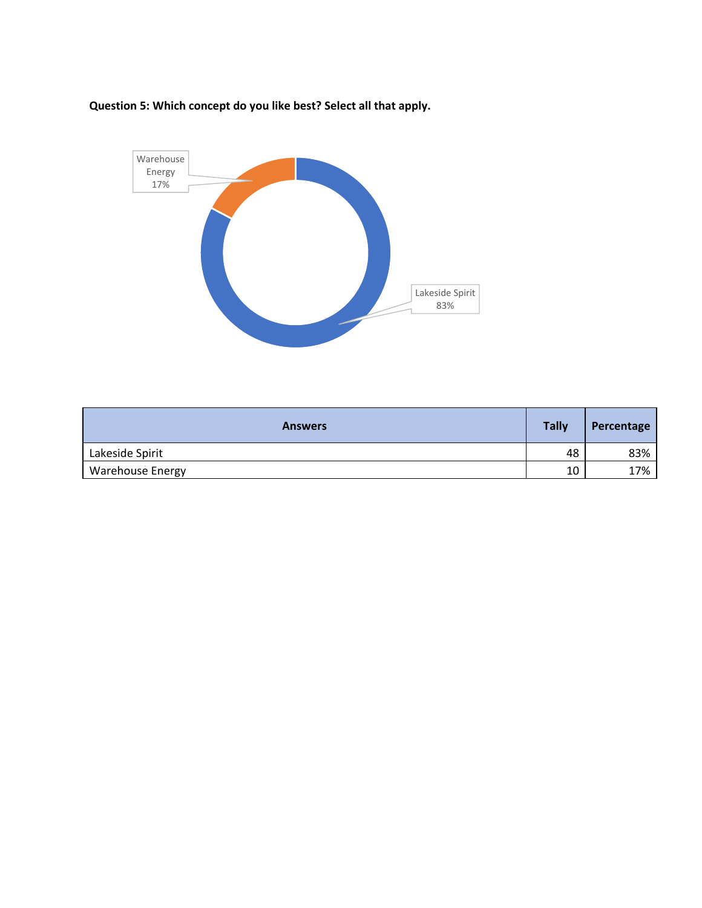**Question 5: Which concept do you like best? Select all that apply.**

| Answers | Tally | Percentage |
| --- | --- | --- |
| Lakeside Spirit | 48 | 83% |
| Warehouse Energy | 10 | 17% |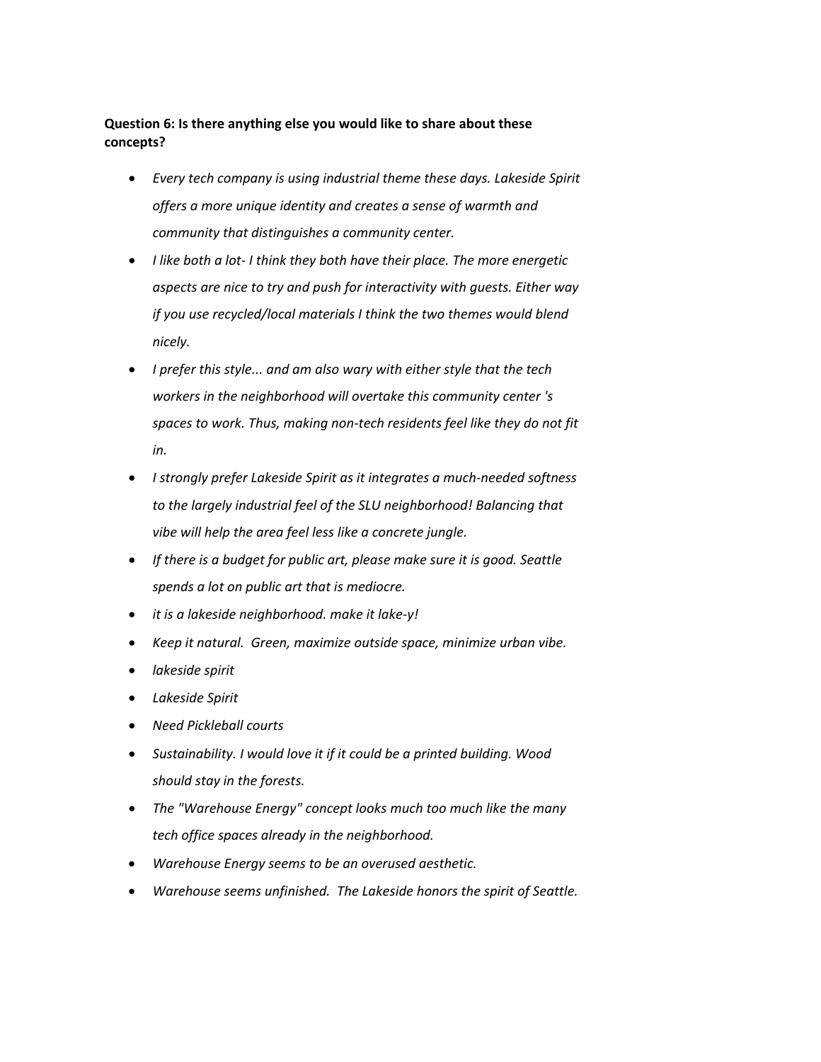**Question 6: Is there anything else you would like to share about these concepts?**

- *Every tech company is using industrial theme these days. Lakeside Spirit offers a more unique identity and creates a sense of warmth and community that distinguishes a community center.*
- *I like both a lot- I think they both have their place. The more energetic aspects are nice to try and push for interactivity with guests. Either way if you use recycled/local materials I think the two themes would blend nicely.*
- *I prefer this style... and am also wary with either style that the tech workers in the neighborhood will overtake this community center 's spaces to work. Thus, making non-tech residents feel like they do not fit in.*
- *I strongly prefer Lakeside Spirit as it integrates a much-needed softness to the largely industrial feel of the SLU neighborhood! Balancing that vibe will help the area feel less like a concrete jungle.*
- *If there is a budget for public art, please make sure it is good. Seattle spends a lot on public art that is mediocre.*
- *it is a lakeside neighborhood. make it lake-y!*
- *Keep it natural. Green, maximize outside space, minimize urban vibe.*
- *lakeside spirit*
- *Lakeside Spirit*
- *Need Pickleball courts*
- *Sustainability. I would love it if it could be a printed building. Wood should stay in the forests.*
- *The "Warehouse Energy" concept looks much too much like the many tech office spaces already in the neighborhood.*
- *Warehouse Energy seems to be an overused aesthetic.*
- *Warehouse seems unfinished. The Lakeside honors the spirit of Seattle.*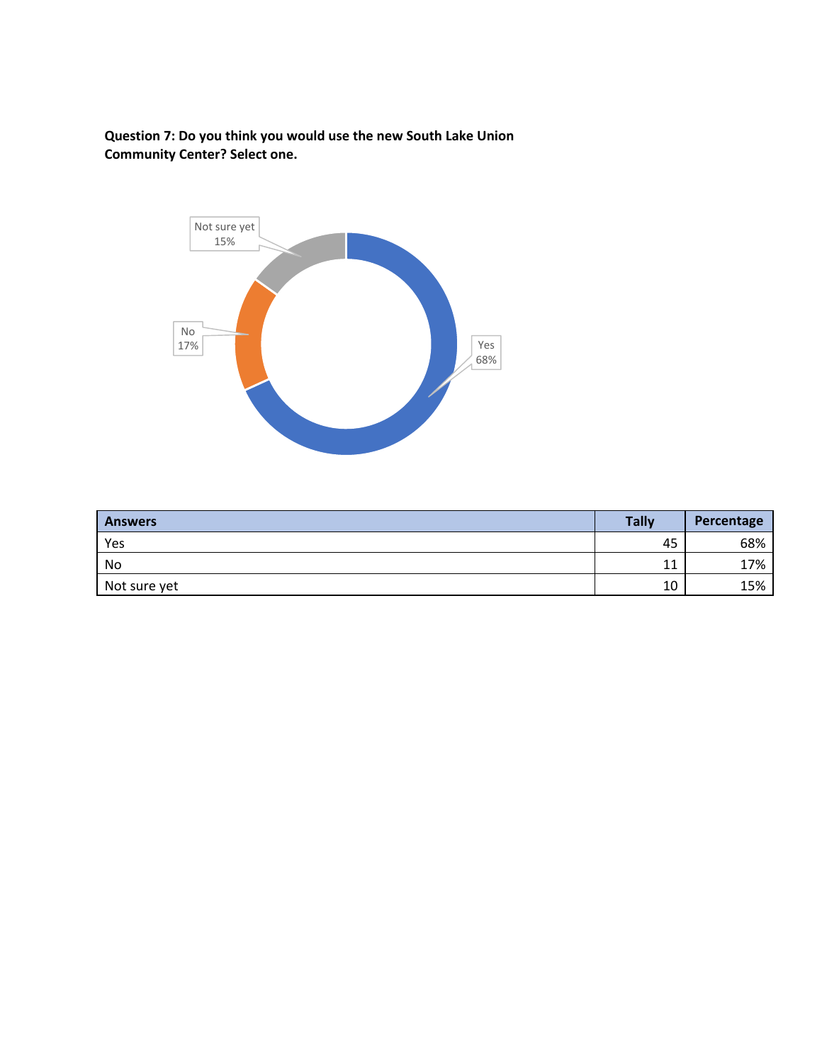**Question 7: Do you think you would use the new South Lake Union Community Center? Select one.**

Not sure yet 15%

No 17%

Yes 68%

| Answers | Tally | Percentage |
|---|---|---|
| Yes | 45 | 68% |
| No | 11 | 17% |
| Not sure yet | 10 | 15% |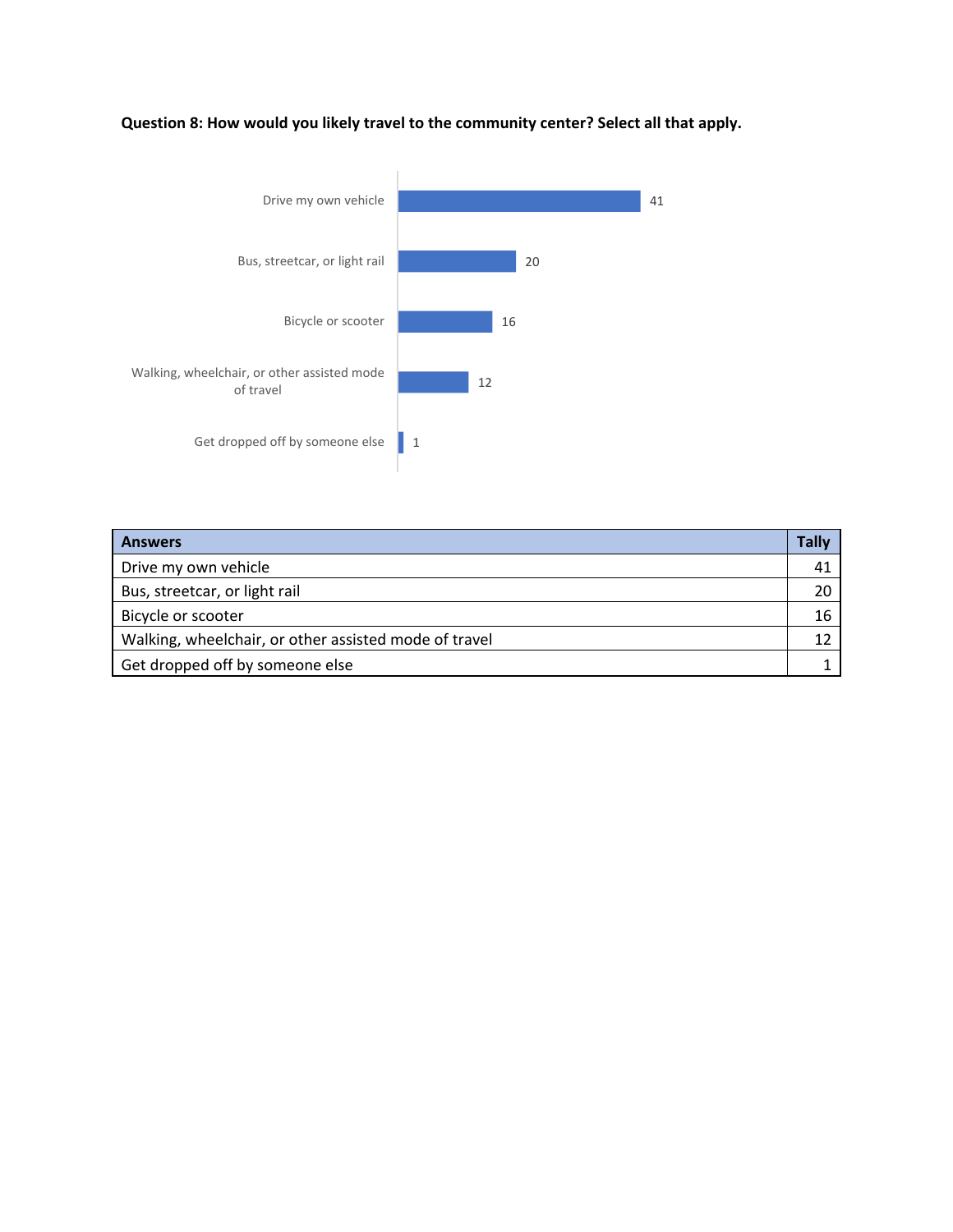**Question 8: How would you likely travel to the community center? Select all that apply.**

| Answers | Tally |
|---|---|
| Drive my own vehicle | 41 |
| Bus, streetcar, or light rail | 20 |
| Bicycle or scooter | 16 |
| Walking, wheelchair, or other assisted mode of travel | 12 |
| Get dropped off by someone else | 1 |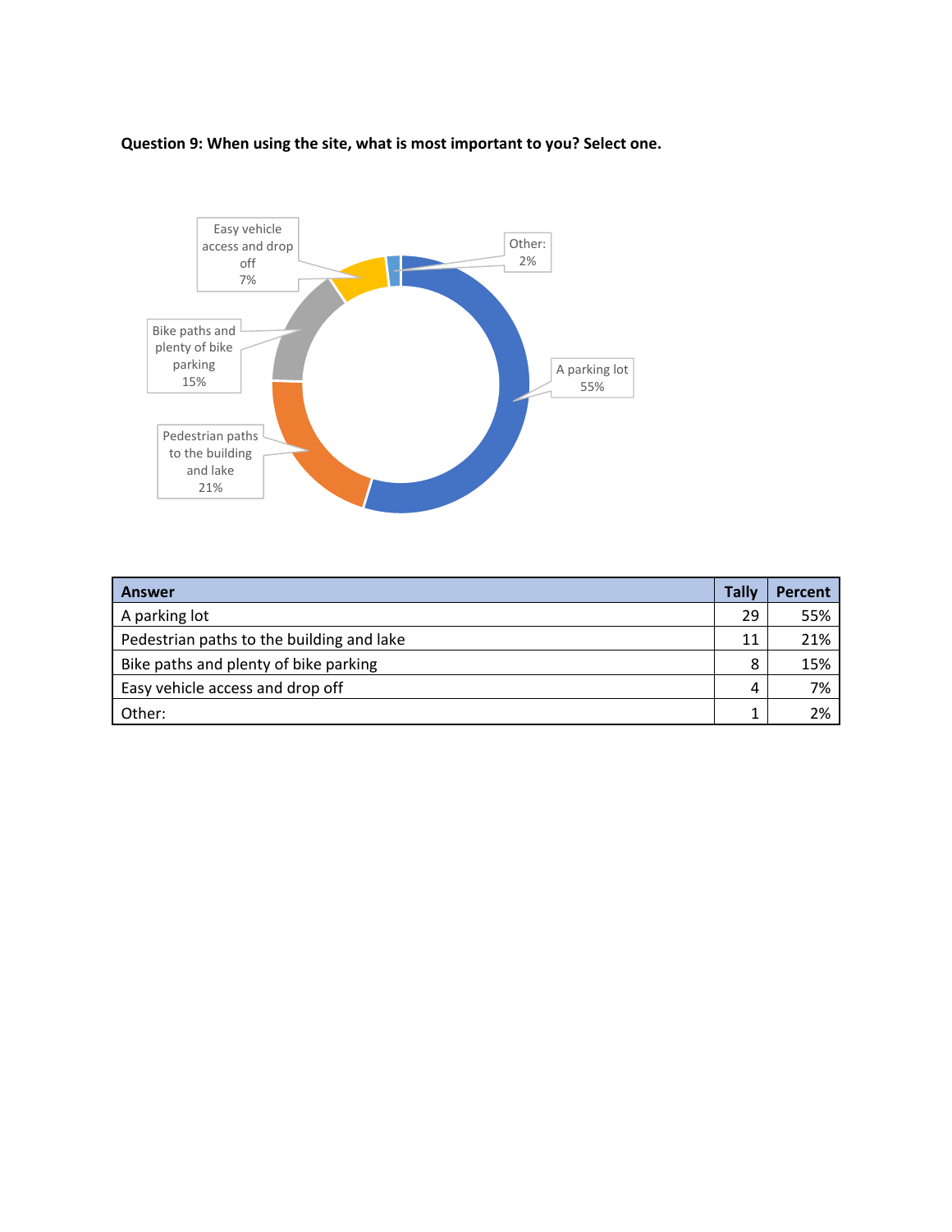**Question 9: When using the site, what is most important to you? Select one.**

| Answer | Tally | Percent |
|---|---|---|
| A parking lot | 29 | 55% |
| Pedestrian paths to the building and lake | 11 | 21% |
| Bike paths and plenty of bike parking | 8 | 15% |
| Easy vehicle access and drop off | 4 | 7% |
| Other: | 1 | 2% |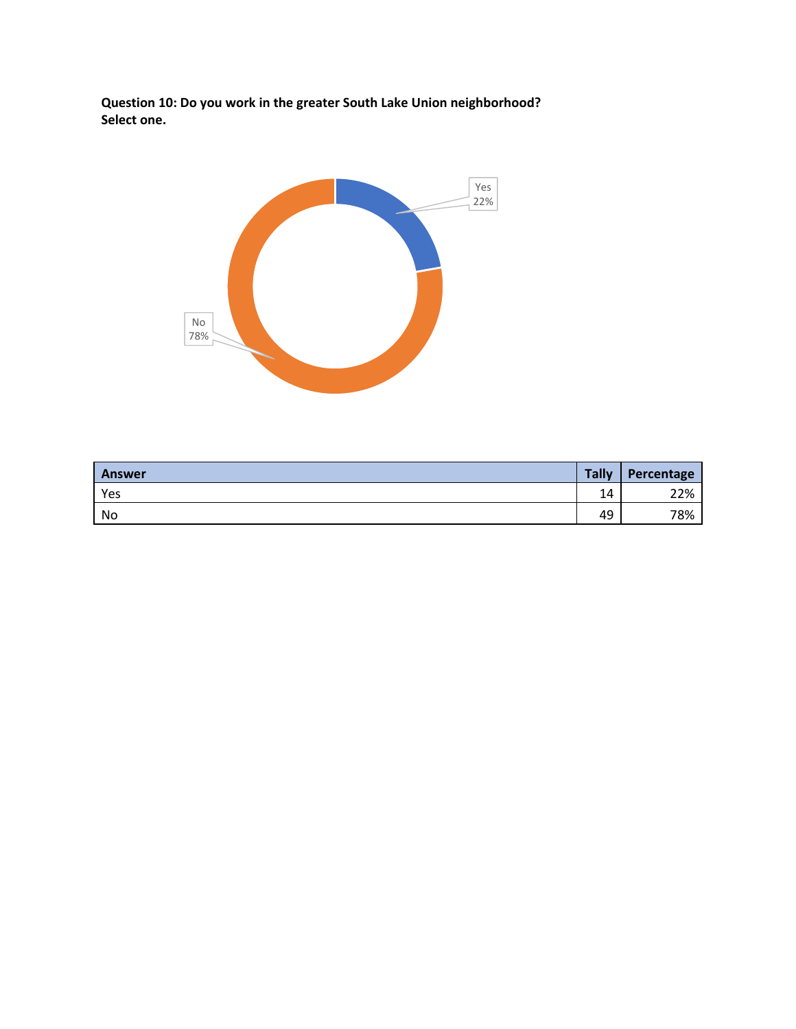**Question 10: Do you work in the greater South Lake Union neighborhood? Select one.**

| Answer | Tally | Percentage |
|---|---|---|
| Yes | 14 | 22% |
| No | 49 | 78% |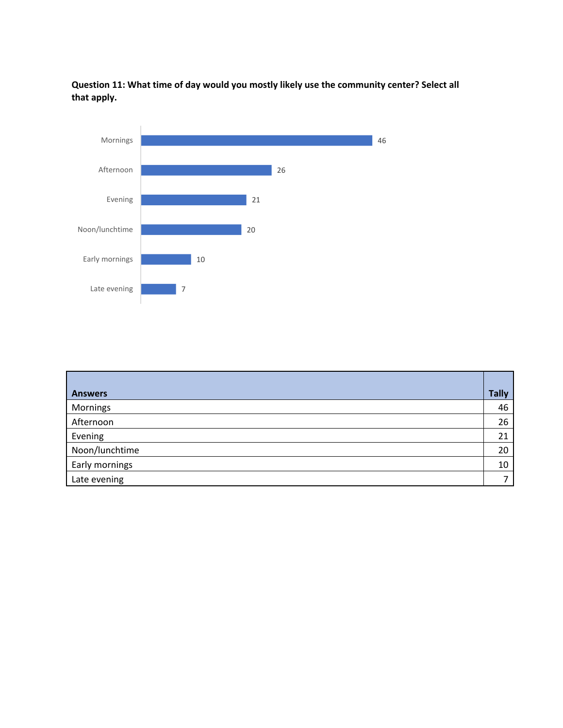**Question 11: What time of day would you mostly likely use the community center? Select all that apply.**

| Answers | Tally |
|---|---|
| Mornings | 46 |
| Afternoon | 26 |
| Evening | 21 |
| Noon/lunchtime | 20 |
| Early mornings | 10 |
| Late evening | 7 |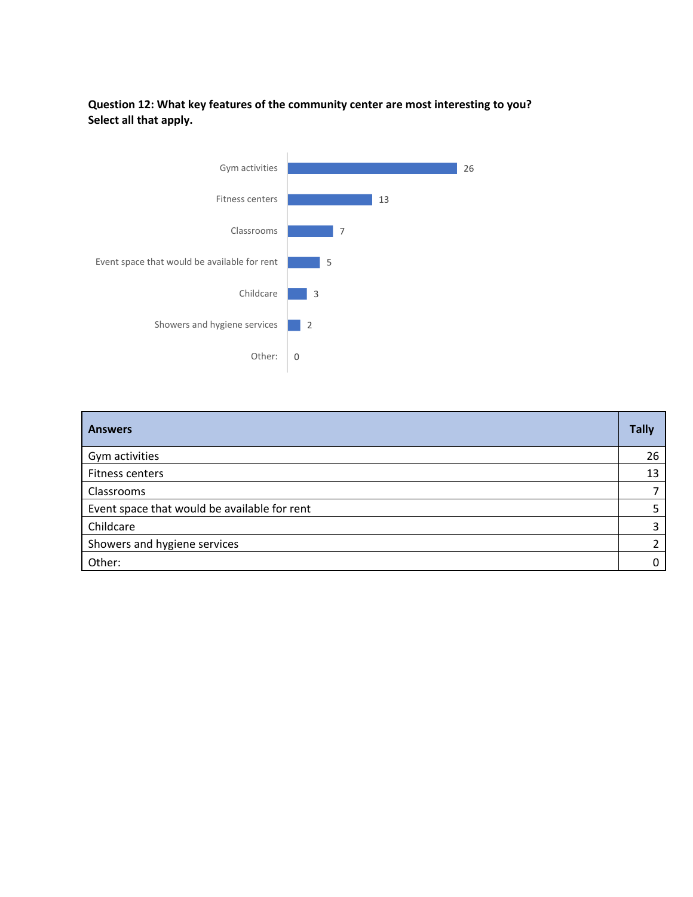**Question 12: What key features of the community center are most interesting to you? Select all that apply.**

| Answers | Tally |
|---|---|
| Gym activities | 26 |
| Fitness centers | 13 |
| Classrooms | 7 |
| Event space that would be available for rent | 5 |
| Childcare | 3 |
| Showers and hygiene services | 2 |
| Other: | 0 |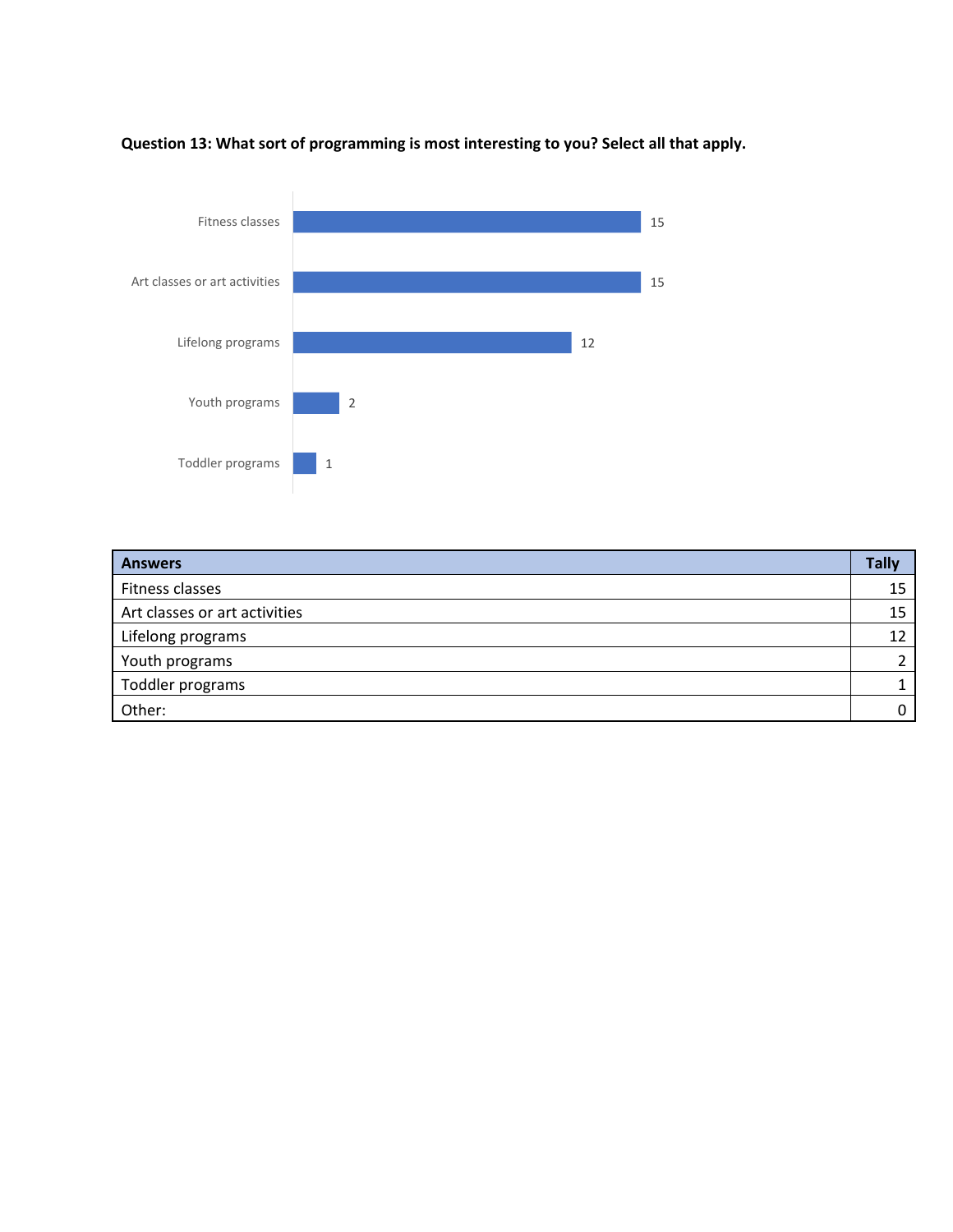**Question 13: What sort of programming is most interesting to you? Select all that apply.**

| Answers | Tally |
|---|---|
| Fitness classes | 15 |
| Art classes or art activities | 15 |
| Lifelong programs | 12 |
| Youth programs | 2 |
| Toddler programs | 1 |
| Other: | 0 |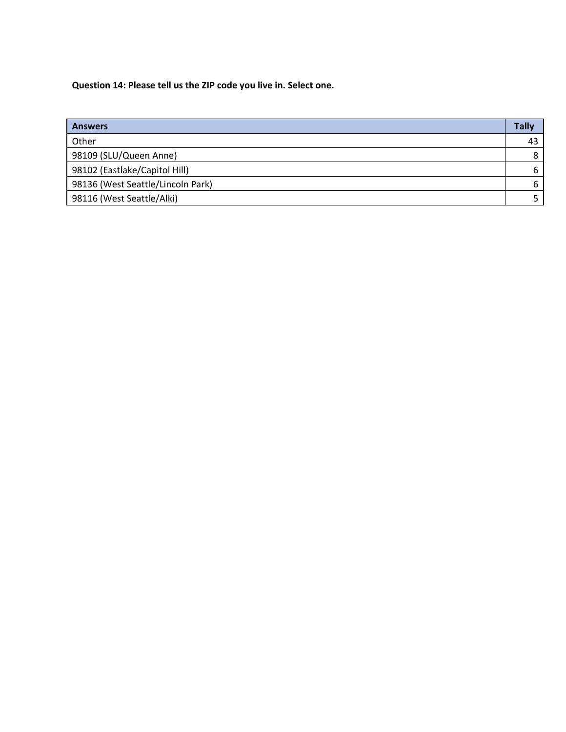**Question 14: Please tell us the ZIP code you live in. Select one.**

| Answers | Tally |
| --- | --- |
| Other | 43 |
| 98109 (SLU/Queen Anne) | 8 |
| 98102 (Eastlake/Capitol Hill) | 6 |
| 98136 (West Seattle/Lincoln Park) | 6 |
| 98116 (West Seattle/Alki) | 5 |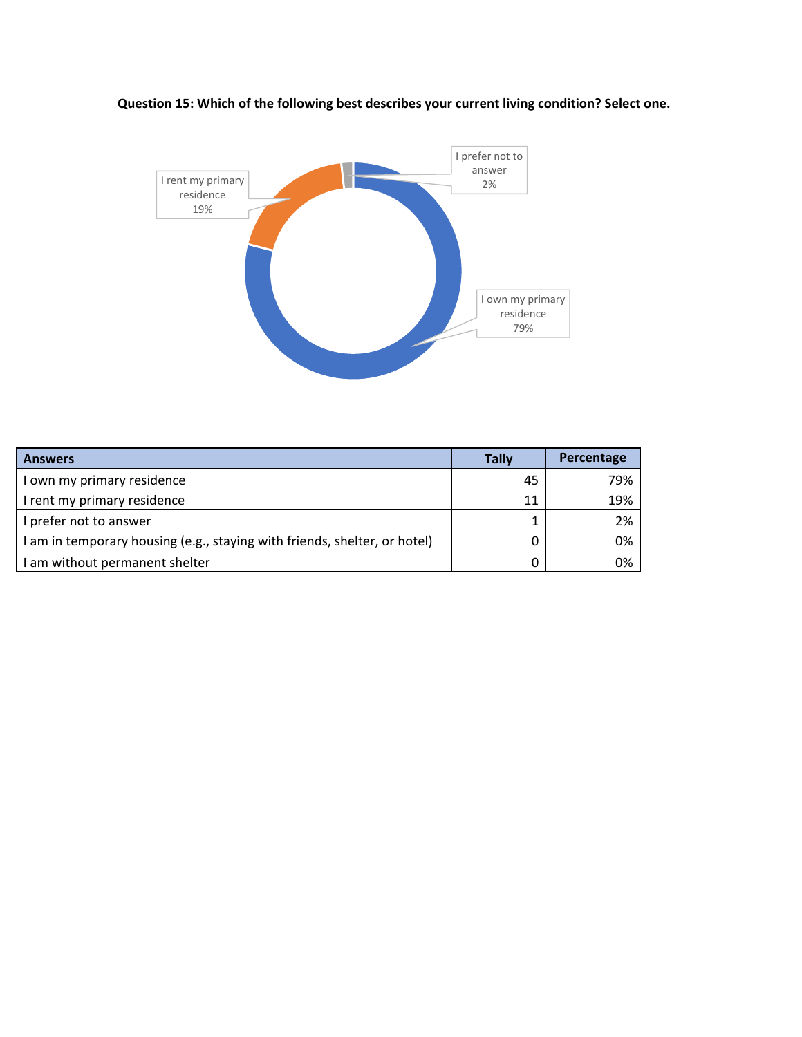**Question 15: Which of the following best describes your current living condition? Select one.**

| Answers | Tally | Percentage |
|---|---|---|
| I own my primary residence | 45 | 79% |
| I rent my primary residence | 11 | 19% |
| I prefer not to answer | 1 | 2% |
| I am in temporary housing (e.g., staying with friends, shelter, or hotel) | 0 | 0% |
| I am without permanent shelter | 0 | 0% |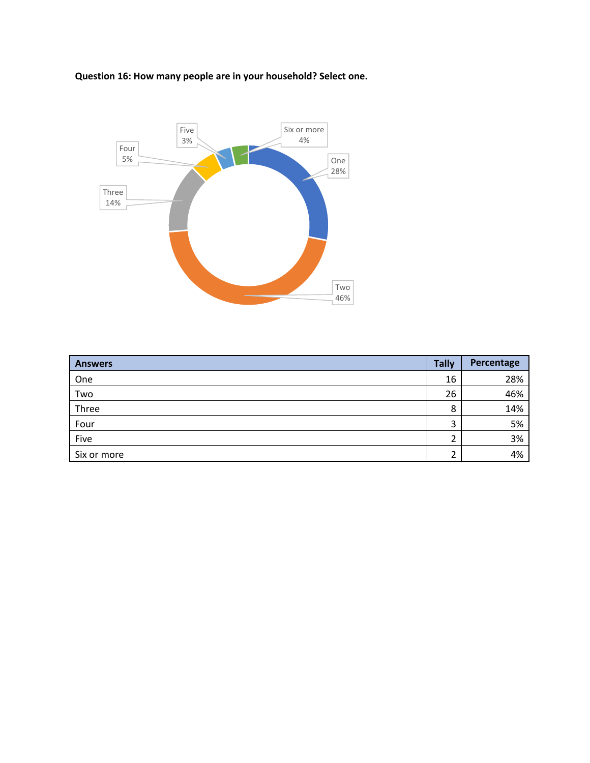**Question 16: How many people are in your household? Select one.**

| Answers | Tally | Percentage |
| --- | --- | --- |
| One | 16 | 28% |
| Two | 26 | 46% |
| Three | 8 | 14% |
| Four | 3 | 5% |
| Five | 2 | 3% |
| Six or more | 2 | 4% |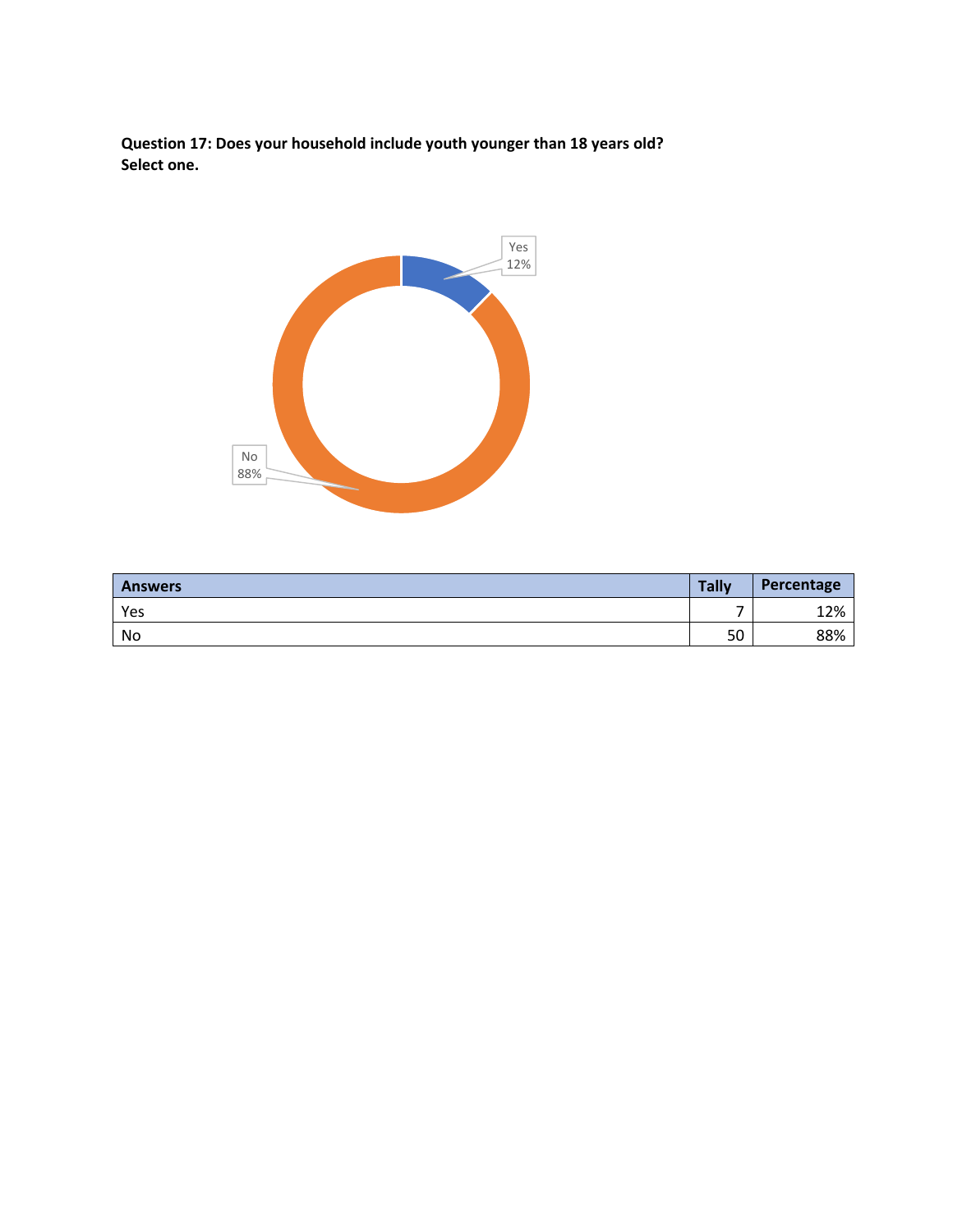**Question 17: Does your household include youth younger than 18 years old? Select one.**

| Answers | Tally | Percentage |
|---|---|---|
| Yes | 7 | 12% |
| No | 50 | 88% |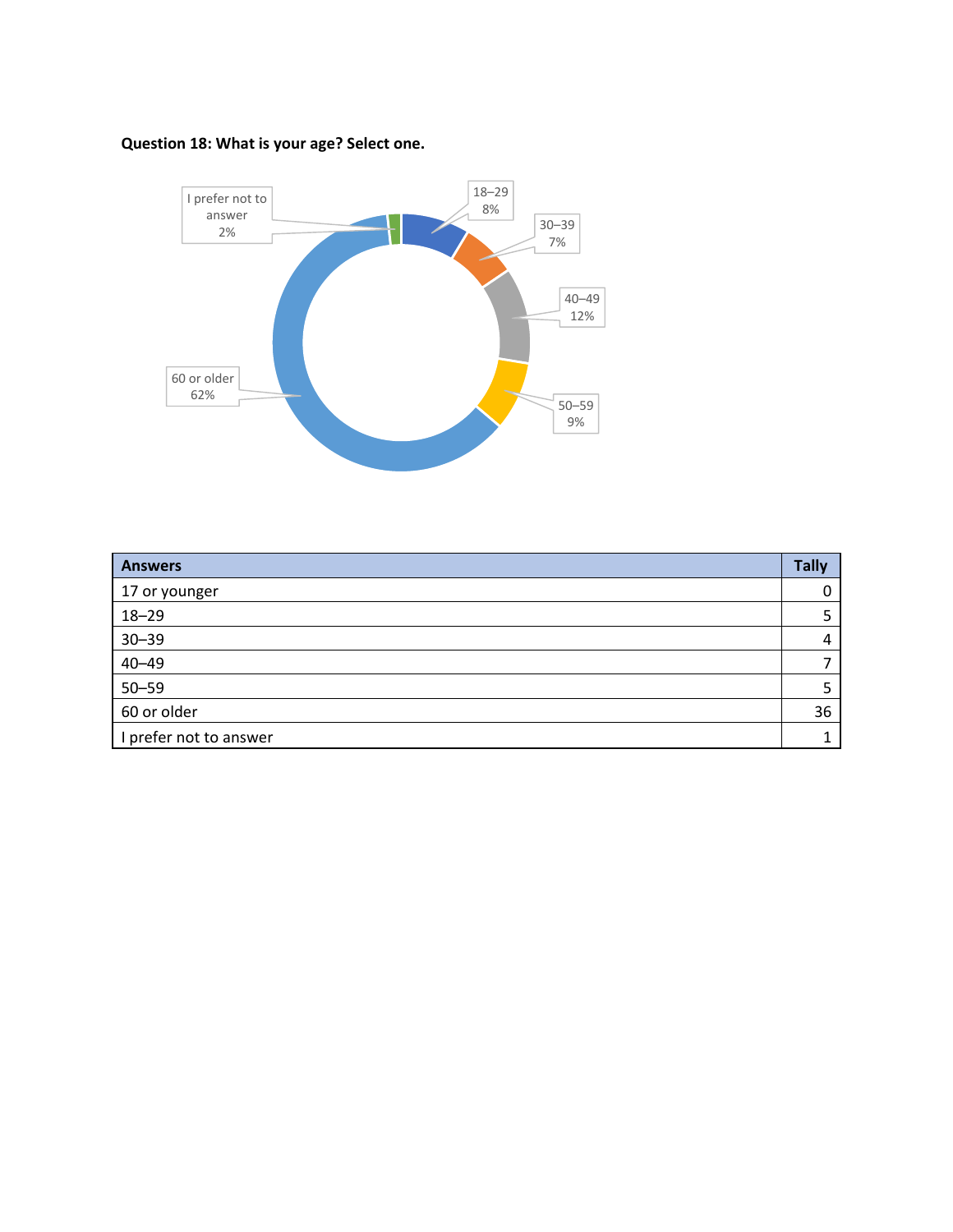**Question 18: What is your age? Select one.**

| Answers | Tally |
| --- | --- |
| 17 or younger | 0 |
| 18–29 | 5 |
| 30–39 | 4 |
| 40–49 | 7 |
| 50–59 | 5 |
| 60 or older | 36 |
| I prefer not to answer | 1 |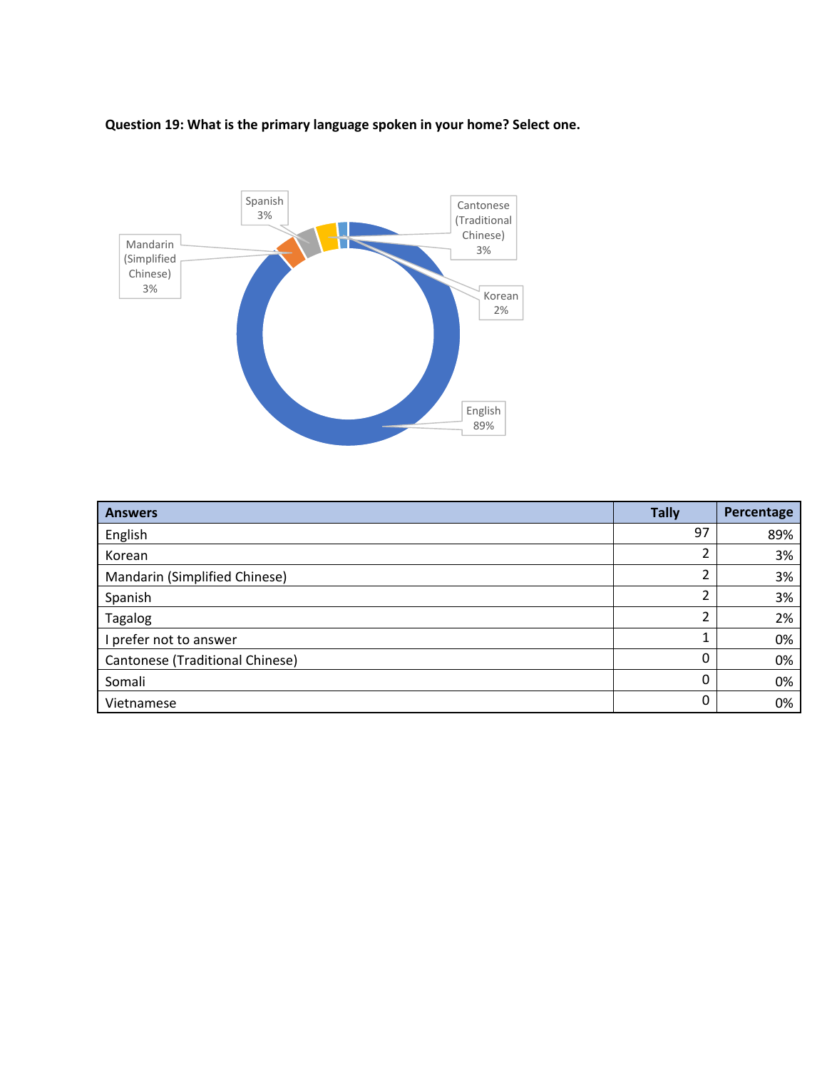**Question 19: What is the primary language spoken in your home? Select one.**

| Answers | Tally | Percentage |
|---|---|---|
| English | 97 | 89% |
| Korean | 2 | 3% |
| Mandarin (Simplified Chinese) | 2 | 3% |
| Spanish | 2 | 3% |
| Tagalog | 2 | 2% |
| I prefer not to answer | 1 | 0% |
| Cantonese (Traditional Chinese) | 0 | 0% |
| Somali | 0 | 0% |
| Vietnamese | 0 | 0% |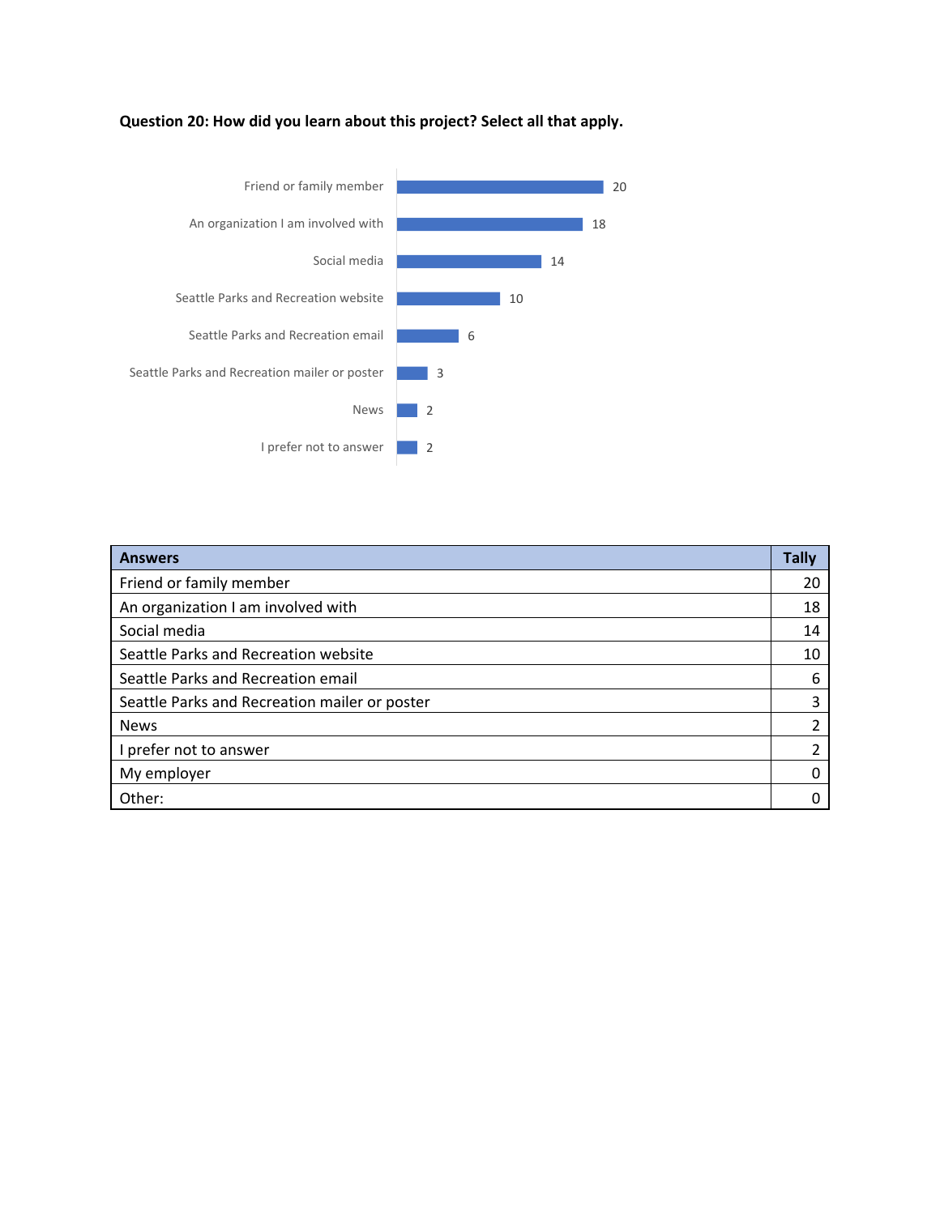**Question 20: How did you learn about this project? Select all that apply.**

Friend or family member 20
An organization I am involved with 18
Social media 14
Seattle Parks and Recreation website 10
Seattle Parks and Recreation email 6
Seattle Parks and Recreation mailer or poster 3
News 2
I prefer not to answer 2

| Answers | Tally |
| --- | --- |
| Friend or family member | 20 |
| An organization I am involved with | 18 |
| Social media | 14 |
| Seattle Parks and Recreation website | 10 |
| Seattle Parks and Recreation email | 6 |
| Seattle Parks and Recreation mailer or poster | 3 |
| News | 2 |
| I prefer not to answer | 2 |
| My employer | 0 |
| Other: | 0 |